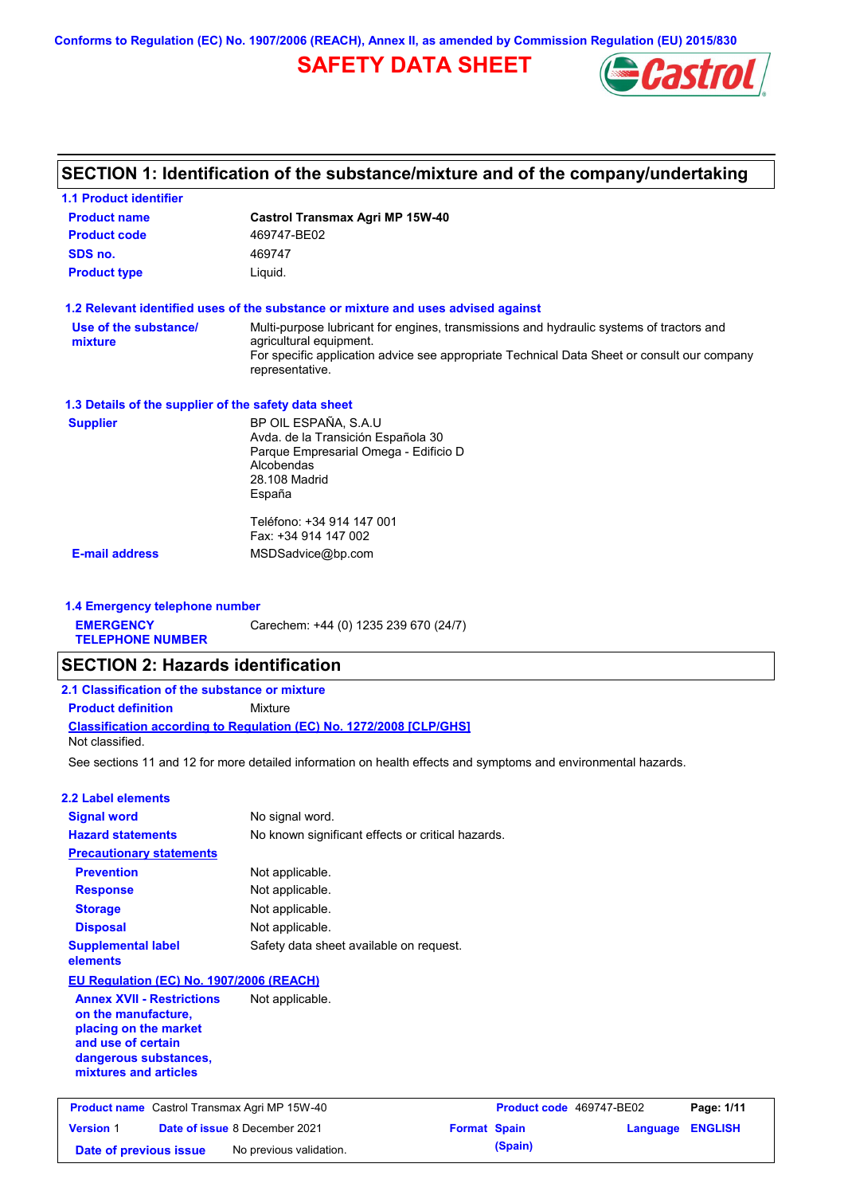Conforms to Regulation (EC) No. 1907/2006 (REACH), Annex II, as amended by Commission Regulation (EU) 2015/830

# SAFETY DATA SHEET

Castrol

## SECTION 1: Identification of the substance/mixture and of the company/undertaking

### 1.1 Product identifier

| | |
|---|---|
| **Product name** | **Castrol Transmax Agri MP 15W-40** |
| **Product code** | 469747-BE02 |
| **SDS no.** | 469747 |
| **Product type** | Liquid. |

### 1.2 Relevant identified uses of the substance or mixture and uses advised against

**Use of the substance/ mixture**: Multi-purpose lubricant for engines, transmissions and hydraulic systems of tractors and agricultural equipment.
For specific application advice see appropriate Technical Data Sheet or consult our company representative.

### 1.3 Details of the supplier of the safety data sheet

**Supplier**
BP OIL ESPAÑA, S.A.U
Avda. de la Transición Española 30
Parque Empresarial Omega - Edificio D
Alcobendas
28.108 Madrid
España

Teléfono: +34 914 147 001
Fax: +34 914 147 002

**E-mail address**: MSDSadvice@bp.com

### 1.4 Emergency telephone number

**EMERGENCY TELEPHONE NUMBER**: Carechem: +44 (0) 1235 239 670 (24/7)

## SECTION 2: Hazards identification

### 2.1 Classification of the substance or mixture

**Product definition**: Mixture

**Classification according to Regulation (EC) No. 1272/2008 [CLP/GHS]**
Not classified.

See sections 11 and 12 for more detailed information on health effects and symptoms and environmental hazards.

### 2.2 Label elements

| | |
|---|---|
| **Signal word** | No signal word. |
| **Hazard statements** | No known significant effects or critical hazards. |

**Precautionary statements**

| | |
|---|---|
| **Prevention** | Not applicable. |
| **Response** | Not applicable. |
| **Storage** | Not applicable. |
| **Disposal** | Not applicable. |
| **Supplemental label elements** | Safety data sheet available on request. |

**EU Regulation (EC) No. 1907/2006 (REACH)**

| | |
|---|---|
| **Annex XVII - Restrictions on the manufacture, placing on the market and use of certain dangerous substances, mixtures and articles** | Not applicable. |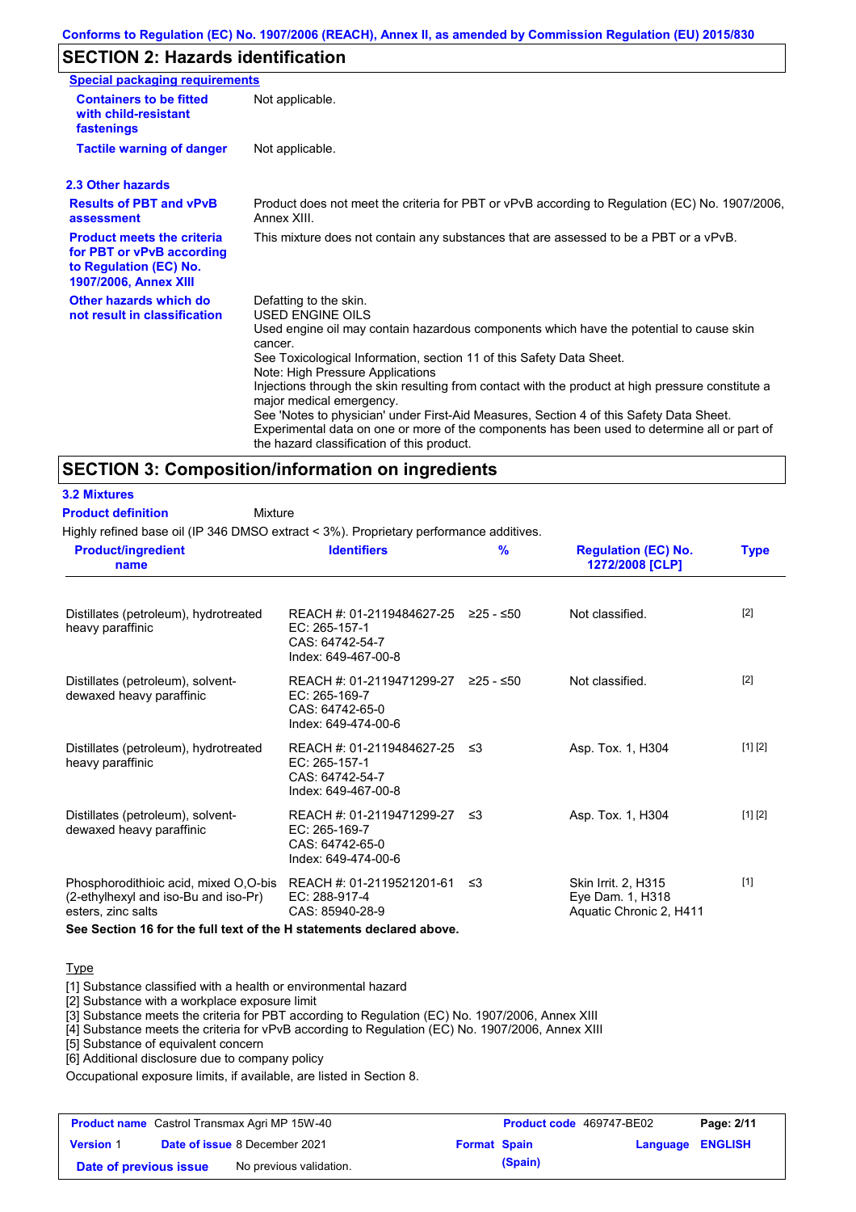## SECTION 2: Hazards identification

**Special packaging requirements**

| | |
|---|---|
| **Containers to be fitted with child-resistant fastenings** | Not applicable. |
| **Tactile warning of danger** | Not applicable. |

### 2.3 Other hazards

| | |
|---|---|
| **Results of PBT and vPvB assessment** | Product does not meet the criteria for PBT or vPvB according to Regulation (EC) No. 1907/2006, Annex XIII. |
| **Product meets the criteria for PBT or vPvB according to Regulation (EC) No. 1907/2006, Annex XIII** | This mixture does not contain any substances that are assessed to be a PBT or a vPvB. |
| **Other hazards which do not result in classification** | Defatting to the skin.<br>USED ENGINE OILS<br>Used engine oil may contain hazardous components which have the potential to cause skin cancer.<br>See Toxicological Information, section 11 of this Safety Data Sheet.<br>Note: High Pressure Applications<br>Injections through the skin resulting from contact with the product at high pressure constitute a major medical emergency.<br>See 'Notes to physician' under First-Aid Measures, Section 4 of this Safety Data Sheet.<br>Experimental data on one or more of the components has been used to determine all or part of the hazard classification of this product. |

## SECTION 3: Composition/information on ingredients

### 3.2 Mixtures

**Product definition** Mixture

Highly refined base oil (IP 346 DMSO extract < 3%). Proprietary performance additives.

| Product/ingredient name | Identifiers | % | Regulation (EC) No. 1272/2008 [CLP] | Type |
|---|---|---|---|---|
| Distillates (petroleum), hydrotreated heavy paraffinic | REACH #: 01-2119484627-25<br>EC: 265-157-1<br>CAS: 64742-54-7<br>Index: 649-467-00-8 | ≥25 - ≤50 | Not classified. | [2] |
| Distillates (petroleum), solvent-dewaxed heavy paraffinic | REACH #: 01-2119471299-27<br>EC: 265-169-7<br>CAS: 64742-65-0<br>Index: 649-474-00-6 | ≥25 - ≤50 | Not classified. | [2] |
| Distillates (petroleum), hydrotreated heavy paraffinic | REACH #: 01-2119484627-25<br>EC: 265-157-1<br>CAS: 64742-54-7<br>Index: 649-467-00-8 | ≤3 | Asp. Tox. 1, H304 | [1] [2] |
| Distillates (petroleum), solvent-dewaxed heavy paraffinic | REACH #: 01-2119471299-27<br>EC: 265-169-7<br>CAS: 64742-65-0<br>Index: 649-474-00-6 | ≤3 | Asp. Tox. 1, H304 | [1] [2] |
| Phosphorodithioic acid, mixed O,O-bis (2-ethylhexyl and iso-Bu and iso-Pr) esters, zinc salts | REACH #: 01-2119521201-61<br>EC: 288-917-4<br>CAS: 85940-28-9 | ≤3 | Skin Irrit. 2, H315<br>Eye Dam. 1, H318<br>Aquatic Chronic 2, H411 | [1] |

**See Section 16 for the full text of the H statements declared above.**

Type

[1] Substance classified with a health or environmental hazard
[2] Substance with a workplace exposure limit
[3] Substance meets the criteria for PBT according to Regulation (EC) No. 1907/2006, Annex XIII
[4] Substance meets the criteria for vPvB according to Regulation (EC) No. 1907/2006, Annex XIII
[5] Substance of equivalent concern
[6] Additional disclosure due to company policy

Occupational exposure limits, if available, are listed in Section 8.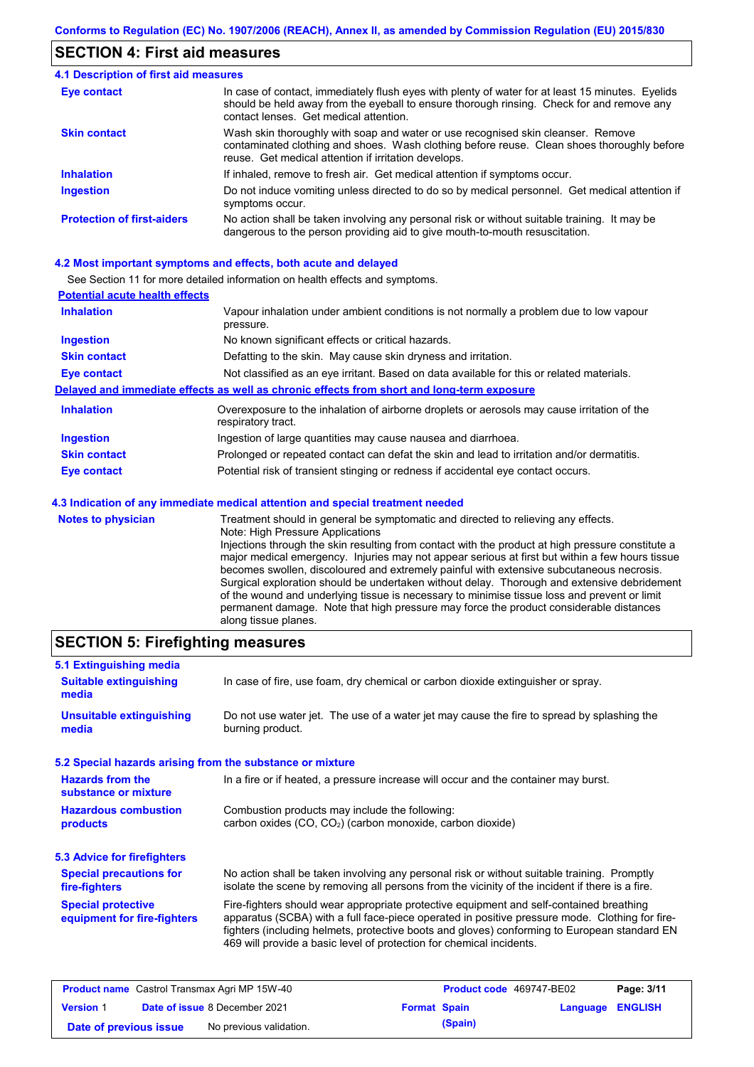## SECTION 4: First aid measures

### 4.1 Description of first aid measures

| | |
|---|---|
| **Eye contact** | In case of contact, immediately flush eyes with plenty of water for at least 15 minutes. Eyelids should be held away from the eyeball to ensure thorough rinsing. Check for and remove any contact lenses. Get medical attention. |
| **Skin contact** | Wash skin thoroughly with soap and water or use recognised skin cleanser. Remove contaminated clothing and shoes. Wash clothing before reuse. Clean shoes thoroughly before reuse. Get medical attention if irritation develops. |
| **Inhalation** | If inhaled, remove to fresh air. Get medical attention if symptoms occur. |
| **Ingestion** | Do not induce vomiting unless directed to do so by medical personnel. Get medical attention if symptoms occur. |
| **Protection of first-aiders** | No action shall be taken involving any personal risk or without suitable training. It may be dangerous to the person providing aid to give mouth-to-mouth resuscitation. |

### 4.2 Most important symptoms and effects, both acute and delayed

See Section 11 for more detailed information on health effects and symptoms.

**Potential acute health effects**

| | |
|---|---|
| **Inhalation** | Vapour inhalation under ambient conditions is not normally a problem due to low vapour pressure. |
| **Ingestion** | No known significant effects or critical hazards. |
| **Skin contact** | Defatting to the skin. May cause skin dryness and irritation. |
| **Eye contact** | Not classified as an eye irritant. Based on data available for this or related materials. |

**Delayed and immediate effects as well as chronic effects from short and long-term exposure**

| | |
|---|---|
| **Inhalation** | Overexposure to the inhalation of airborne droplets or aerosols may cause irritation of the respiratory tract. |
| **Ingestion** | Ingestion of large quantities may cause nausea and diarrhoea. |
| **Skin contact** | Prolonged or repeated contact can defat the skin and lead to irritation and/or dermatitis. |
| **Eye contact** | Potential risk of transient stinging or redness if accidental eye contact occurs. |

### 4.3 Indication of any immediate medical attention and special treatment needed

**Notes to physician**

Treatment should in general be symptomatic and directed to relieving any effects.
Note: High Pressure Applications
Injections through the skin resulting from contact with the product at high pressure constitute a major medical emergency. Injuries may not appear serious at first but within a few hours tissue becomes swollen, discoloured and extremely painful with extensive subcutaneous necrosis. Surgical exploration should be undertaken without delay. Thorough and extensive debridement of the wound and underlying tissue is necessary to minimise tissue loss and prevent or limit permanent damage. Note that high pressure may force the product considerable distances along tissue planes.

## SECTION 5: Firefighting measures

### 5.1 Extinguishing media

| | |
|---|---|
| **Suitable extinguishing media** | In case of fire, use foam, dry chemical or carbon dioxide extinguisher or spray. |
| **Unsuitable extinguishing media** | Do not use water jet. The use of a water jet may cause the fire to spread by splashing the burning product. |

### 5.2 Special hazards arising from the substance or mixture

| | |
|---|---|
| **Hazards from the substance or mixture** | In a fire or if heated, a pressure increase will occur and the container may burst. |
| **Hazardous combustion products** | Combustion products may include the following: carbon oxides (CO, $CO_2$) (carbon monoxide, carbon dioxide) |

### 5.3 Advice for firefighters

| | |
|---|---|
| **Special precautions for fire-fighters** | No action shall be taken involving any personal risk or without suitable training. Promptly isolate the scene by removing all persons from the vicinity of the incident if there is a fire. |
| **Special protective equipment for fire-fighters** | Fire-fighters should wear appropriate protective equipment and self-contained breathing apparatus (SCBA) with a full face-piece operated in positive pressure mode. Clothing for fire-fighters (including helmets, protective boots and gloves) conforming to European standard EN 469 will provide a basic level of protection for chemical incidents. |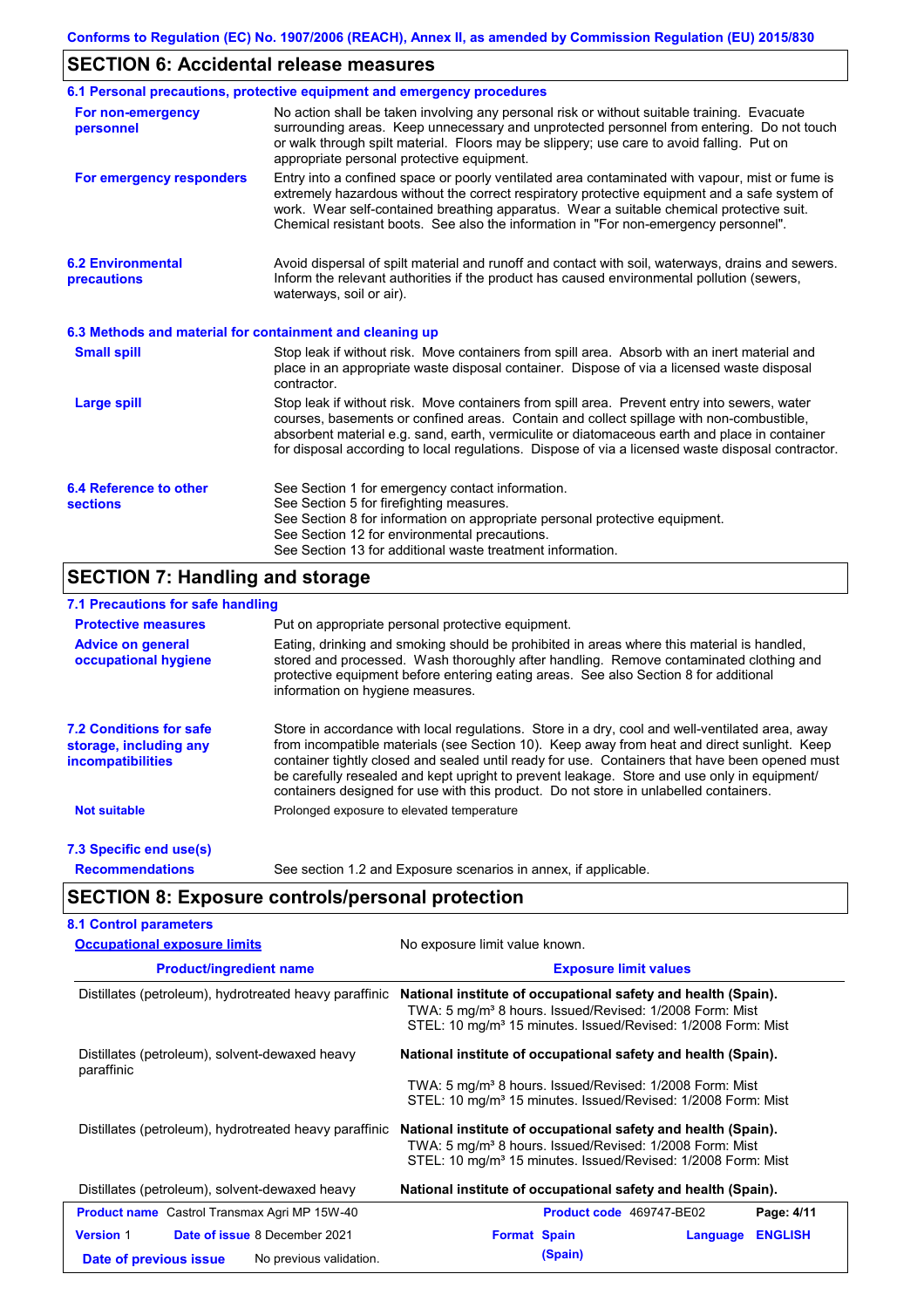## SECTION 6: Accidental release measures

### 6.1 Personal precautions, protective equipment and emergency procedures

**For non-emergency personnel**

No action shall be taken involving any personal risk or without suitable training. Evacuate surrounding areas. Keep unnecessary and unprotected personnel from entering. Do not touch or walk through spilt material. Floors may be slippery; use care to avoid falling. Put on appropriate personal protective equipment.

**For emergency responders**

Entry into a confined space or poorly ventilated area contaminated with vapour, mist or fume is extremely hazardous without the correct respiratory protective equipment and a safe system of work. Wear self-contained breathing apparatus. Wear a suitable chemical protective suit. Chemical resistant boots. See also the information in "For non-emergency personnel".

### 6.2 Environmental precautions

Avoid dispersal of spilt material and runoff and contact with soil, waterways, drains and sewers. Inform the relevant authorities if the product has caused environmental pollution (sewers, waterways, soil or air).

### 6.3 Methods and material for containment and cleaning up

**Small spill**

Stop leak if without risk. Move containers from spill area. Absorb with an inert material and place in an appropriate waste disposal container. Dispose of via a licensed waste disposal contractor.

**Large spill**

Stop leak if without risk. Move containers from spill area. Prevent entry into sewers, water courses, basements or confined areas. Contain and collect spillage with non-combustible, absorbent material e.g. sand, earth, vermiculite or diatomaceous earth and place in container for disposal according to local regulations. Dispose of via a licensed waste disposal contractor.

### 6.4 Reference to other sections

See Section 1 for emergency contact information.
See Section 5 for firefighting measures.
See Section 8 for information on appropriate personal protective equipment.
See Section 12 for environmental precautions.
See Section 13 for additional waste treatment information.

## SECTION 7: Handling and storage

### 7.1 Precautions for safe handling

**Protective measures**

Put on appropriate personal protective equipment.

**Advice on general occupational hygiene**

Eating, drinking and smoking should be prohibited in areas where this material is handled, stored and processed. Wash thoroughly after handling. Remove contaminated clothing and protective equipment before entering eating areas. See also Section 8 for additional information on hygiene measures.

### 7.2 Conditions for safe storage, including any incompatibilities

Store in accordance with local regulations. Store in a dry, cool and well-ventilated area, away from incompatible materials (see Section 10). Keep away from heat and direct sunlight. Keep container tightly closed and sealed until ready for use. Containers that have been opened must be carefully resealed and kept upright to prevent leakage. Store and use only in equipment/containers designed for use with this product. Do not store in unlabelled containers.

**Not suitable**

Prolonged exposure to elevated temperature

### 7.3 Specific end use(s)

**Recommendations**

See section 1.2 and Exposure scenarios in annex, if applicable.

## SECTION 8: Exposure controls/personal protection

### 8.1 Control parameters

**Occupational exposure limits**

No exposure limit value known.

| Product/ingredient name | Exposure limit values |
|---|---|
| Distillates (petroleum), hydrotreated heavy paraffinic | **National institute of occupational safety and health (Spain).**<br>TWA: 5 mg/m³ 8 hours. Issued/Revised: 1/2008 Form: Mist<br>STEL: 10 mg/m³ 15 minutes. Issued/Revised: 1/2008 Form: Mist |
| Distillates (petroleum), solvent-dewaxed heavy paraffinic | **National institute of occupational safety and health (Spain).**<br>TWA: 5 mg/m³ 8 hours. Issued/Revised: 1/2008 Form: Mist<br>STEL: 10 mg/m³ 15 minutes. Issued/Revised: 1/2008 Form: Mist |
| Distillates (petroleum), hydrotreated heavy paraffinic | **National institute of occupational safety and health (Spain).**<br>TWA: 5 mg/m³ 8 hours. Issued/Revised: 1/2008 Form: Mist<br>STEL: 10 mg/m³ 15 minutes. Issued/Revised: 1/2008 Form: Mist |
| Distillates (petroleum), solvent-dewaxed heavy | **National institute of occupational safety and health (Spain).** |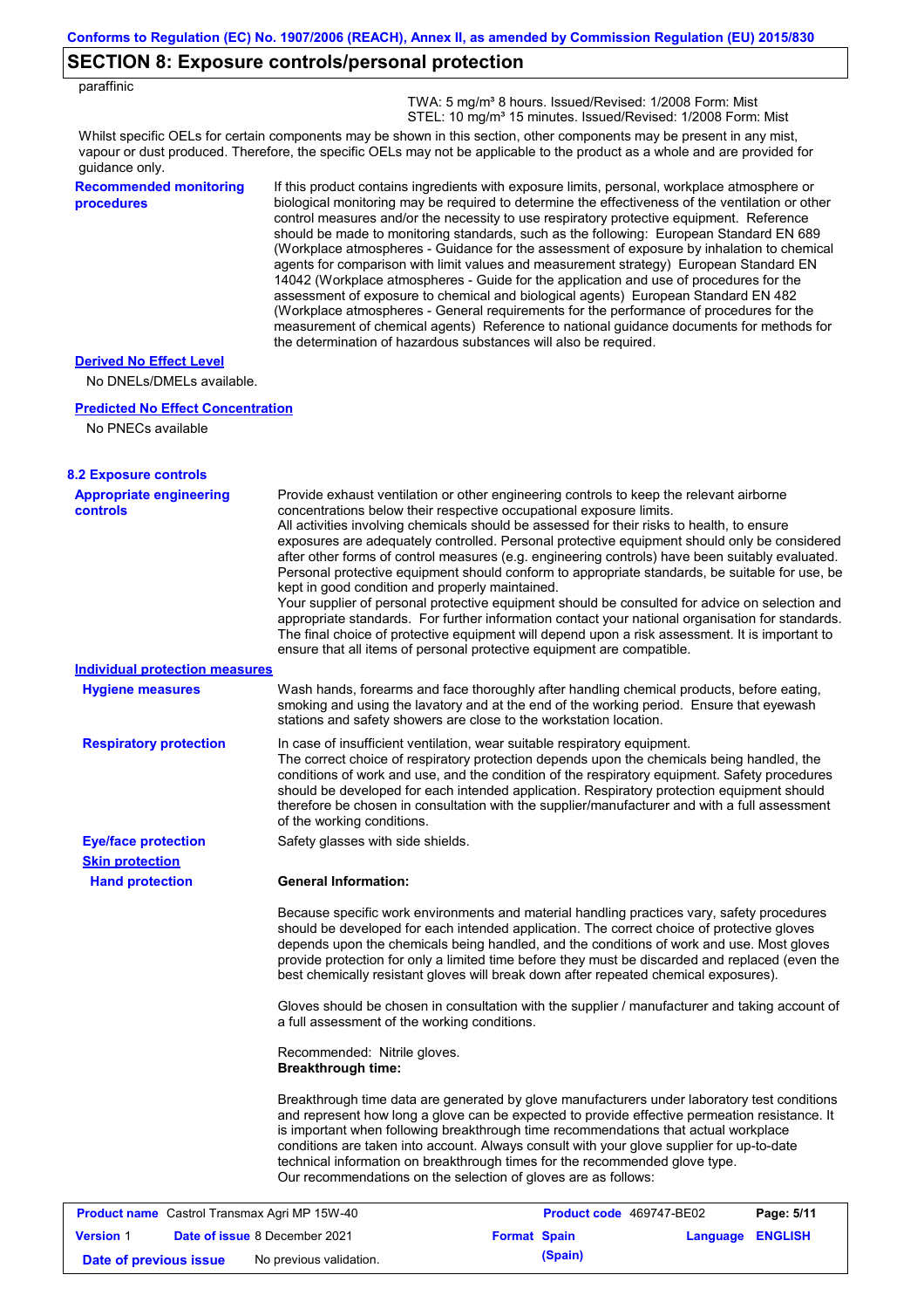## SECTION 8: Exposure controls/personal protection

paraffinic

TWA: 5 mg/m³ 8 hours. Issued/Revised: 1/2008 Form: Mist
STEL: 10 mg/m³ 15 minutes. Issued/Revised: 1/2008 Form: Mist

Whilst specific OELs for certain components may be shown in this section, other components may be present in any mist, vapour or dust produced. Therefore, the specific OELs may not be applicable to the product as a whole and are provided for guidance only.

**Recommended monitoring procedures**

If this product contains ingredients with exposure limits, personal, workplace atmosphere or biological monitoring may be required to determine the effectiveness of the ventilation or other control measures and/or the necessity to use respiratory protective equipment. Reference should be made to monitoring standards, such as the following: European Standard EN 689 (Workplace atmospheres - Guidance for the assessment of exposure by inhalation to chemical agents for comparison with limit values and measurement strategy) European Standard EN 14042 (Workplace atmospheres - Guide for the application and use of procedures for the assessment of exposure to chemical and biological agents) European Standard EN 482 (Workplace atmospheres - General requirements for the performance of procedures for the measurement of chemical agents) Reference to national guidance documents for methods for the determination of hazardous substances will also be required.

**Derived No Effect Level**

No DNELs/DMELs available.

**Predicted No Effect Concentration**

No PNECs available

### 8.2 Exposure controls

**Appropriate engineering controls**

Provide exhaust ventilation or other engineering controls to keep the relevant airborne concentrations below their respective occupational exposure limits.
All activities involving chemicals should be assessed for their risks to health, to ensure exposures are adequately controlled. Personal protective equipment should only be considered after other forms of control measures (e.g. engineering controls) have been suitably evaluated. Personal protective equipment should conform to appropriate standards, be suitable for use, be kept in good condition and properly maintained.
Your supplier of personal protective equipment should be consulted for advice on selection and appropriate standards. For further information contact your national organisation for standards.
The final choice of protective equipment will depend upon a risk assessment. It is important to ensure that all items of personal protective equipment are compatible.

**Individual protection measures**

**Hygiene measures**

Wash hands, forearms and face thoroughly after handling chemical products, before eating, smoking and using the lavatory and at the end of the working period. Ensure that eyewash stations and safety showers are close to the workstation location.

**Respiratory protection**

In case of insufficient ventilation, wear suitable respiratory equipment.
The correct choice of respiratory protection depends upon the chemicals being handled, the conditions of work and use, and the condition of the respiratory equipment. Safety procedures should be developed for each intended application. Respiratory protection equipment should therefore be chosen in consultation with the supplier/manufacturer and with a full assessment of the working conditions.

**Eye/face protection**

Safety glasses with side shields.

**Skin protection**

**Hand protection**

**General Information:**

Because specific work environments and material handling practices vary, safety procedures should be developed for each intended application. The correct choice of protective gloves depends upon the chemicals being handled, and the conditions of work and use. Most gloves provide protection for only a limited time before they must be discarded and replaced (even the best chemically resistant gloves will break down after repeated chemical exposures).

Gloves should be chosen in consultation with the supplier / manufacturer and taking account of a full assessment of the working conditions.

Recommended: Nitrile gloves.
**Breakthrough time:**

Breakthrough time data are generated by glove manufacturers under laboratory test conditions and represent how long a glove can be expected to provide effective permeation resistance. It is important when following breakthrough time recommendations that actual workplace conditions are taken into account. Always consult with your glove supplier for up-to-date technical information on breakthrough times for the recommended glove type.
Our recommendations on the selection of gloves are as follows: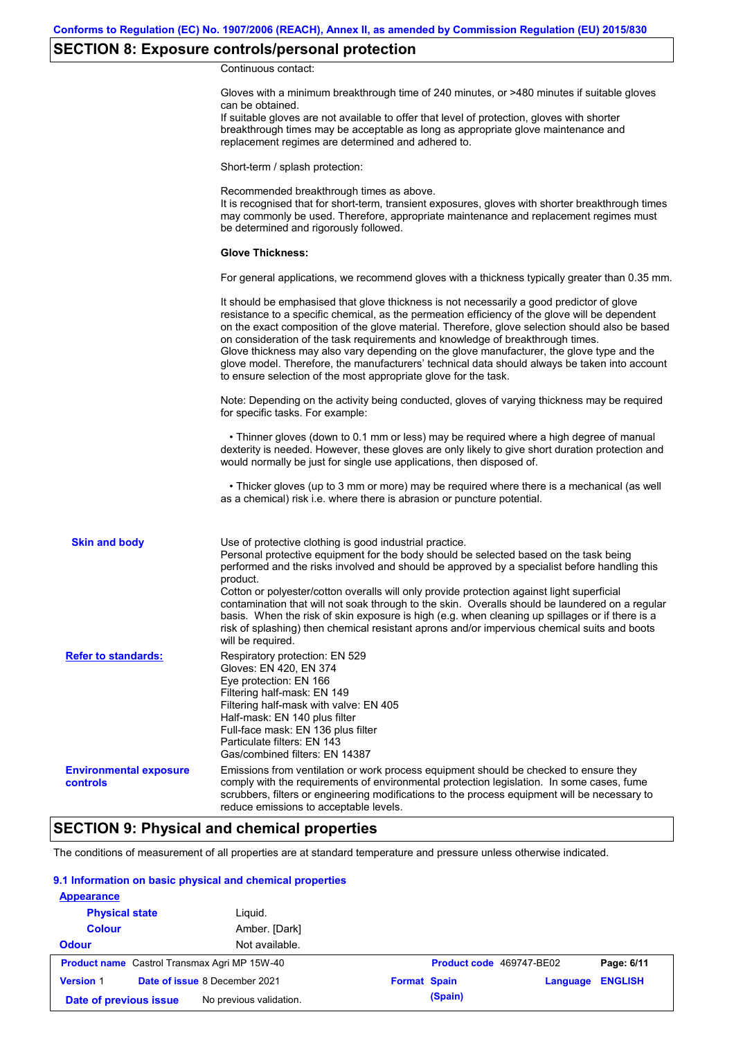## SECTION 8: Exposure controls/personal protection

Continuous contact:

Gloves with a minimum breakthrough time of 240 minutes, or >480 minutes if suitable gloves can be obtained.
If suitable gloves are not available to offer that level of protection, gloves with shorter breakthrough times may be acceptable as long as appropriate glove maintenance and replacement regimes are determined and adhered to.

Short-term / splash protection:

Recommended breakthrough times as above.
It is recognised that for short-term, transient exposures, gloves with shorter breakthrough times may commonly be used. Therefore, appropriate maintenance and replacement regimes must be determined and rigorously followed.

**Glove Thickness:**

For general applications, we recommend gloves with a thickness typically greater than 0.35 mm.

It should be emphasised that glove thickness is not necessarily a good predictor of glove resistance to a specific chemical, as the permeation efficiency of the glove will be dependent on the exact composition of the glove material. Therefore, glove selection should also be based on consideration of the task requirements and knowledge of breakthrough times.
Glove thickness may also vary depending on the glove manufacturer, the glove type and the glove model. Therefore, the manufacturers' technical data should always be taken into account to ensure selection of the most appropriate glove for the task.

Note: Depending on the activity being conducted, gloves of varying thickness may be required for specific tasks. For example:

- Thinner gloves (down to 0.1 mm or less) may be required where a high degree of manual dexterity is needed. However, these gloves are only likely to give short duration protection and would normally be just for single use applications, then disposed of.

- Thicker gloves (up to 3 mm or more) may be required where there is a mechanical (as well as a chemical) risk i.e. where there is abrasion or puncture potential.

**Skin and body**

Use of protective clothing is good industrial practice.
Personal protective equipment for the body should be selected based on the task being performed and the risks involved and should be approved by a specialist before handling this product.
Cotton or polyester/cotton overalls will only provide protection against light superficial contamination that will not soak through to the skin. Overalls should be laundered on a regular basis. When the risk of skin exposure is high (e.g. when cleaning up spillages or if there is a risk of splashing) then chemical resistant aprons and/or impervious chemical suits and boots will be required.

**Refer to standards:**

Respiratory protection: EN 529
Gloves: EN 420, EN 374
Eye protection: EN 166
Filtering half-mask: EN 149
Filtering half-mask with valve: EN 405
Half-mask: EN 140 plus filter
Full-face mask: EN 136 plus filter
Particulate filters: EN 143
Gas/combined filters: EN 14387

**Environmental exposure controls**

Emissions from ventilation or work process equipment should be checked to ensure they comply with the requirements of environmental protection legislation. In some cases, fume scrubbers, filters or engineering modifications to the process equipment will be necessary to reduce emissions to acceptable levels.

## SECTION 9: Physical and chemical properties

The conditions of measurement of all properties are at standard temperature and pressure unless otherwise indicated.

### 9.1 Information on basic physical and chemical properties

**Appearance**

| | |
|---|---|
| **Physical state** | Liquid. |
| **Colour** | Amber. [Dark] |
| **Odour** | Not available. |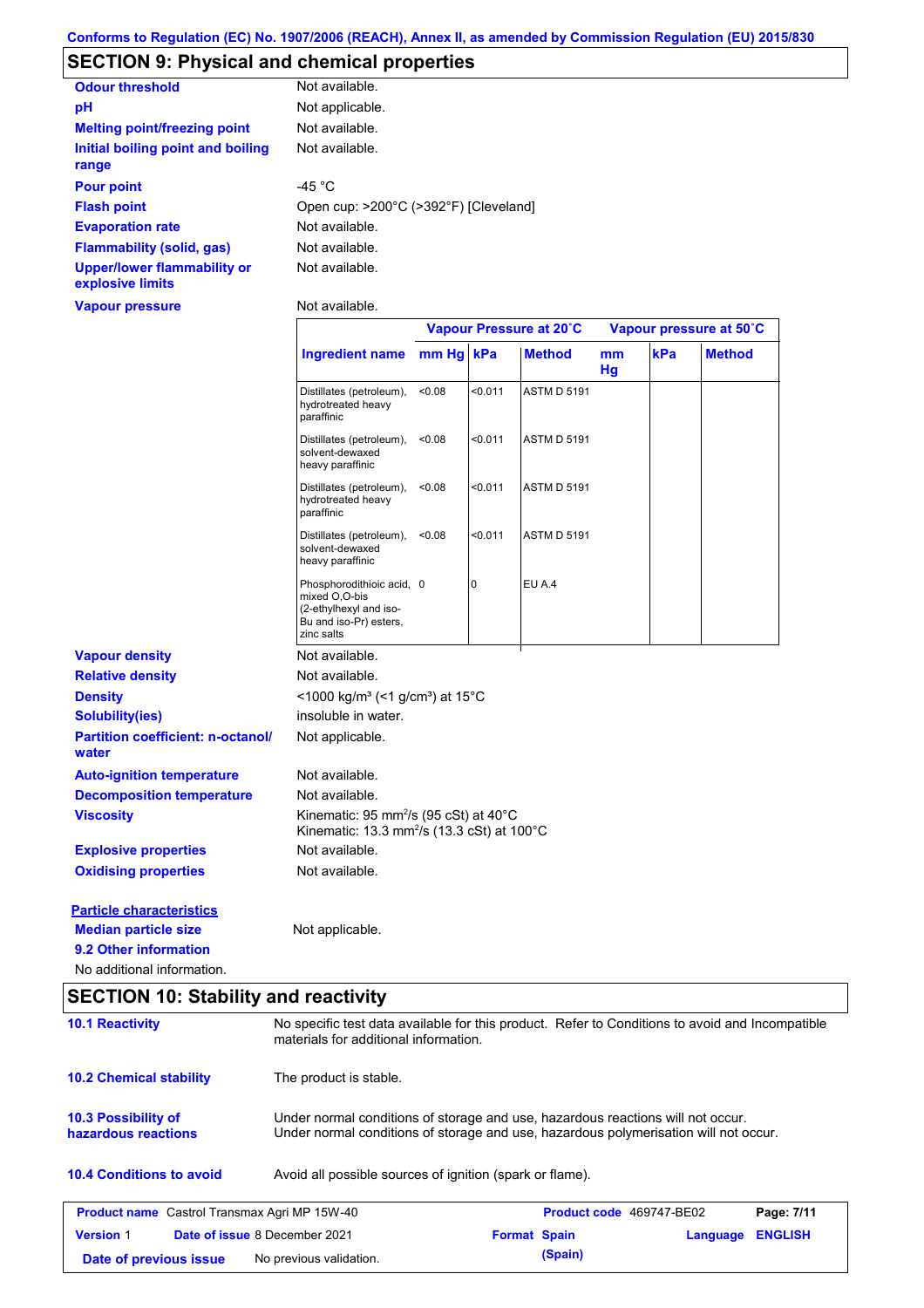## SECTION 9: Physical and chemical properties

| | |
|---|---|
| **Odour threshold** | Not available. |
| **pH** | Not applicable. |
| **Melting point/freezing point** | Not available. |
| **Initial boiling point and boiling range** | Not available. |
| **Pour point** | -45 °C |
| **Flash point** | Open cup: >200°C (>392°F) [Cleveland] |
| **Evaporation rate** | Not available. |
| **Flammability (solid, gas)** | Not available. |
| **Upper/lower flammability or explosive limits** | Not available. |
| **Vapour pressure** | Not available. |

| Ingredient name | Vapour Pressure at 20˚C | | | Vapour pressure at 50˚C | | |
|---|---|---|---|---|---|---|
| | mm Hg | kPa | Method | mm Hg | kPa | Method |
| Distillates (petroleum), hydrotreated heavy paraffinic | <0.08 | <0.011 | ASTM D 5191 | | | |
| Distillates (petroleum), solvent-dewaxed heavy paraffinic | <0.08 | <0.011 | ASTM D 5191 | | | |
| Distillates (petroleum), hydrotreated heavy paraffinic | <0.08 | <0.011 | ASTM D 5191 | | | |
| Distillates (petroleum), solvent-dewaxed heavy paraffinic | <0.08 | <0.011 | ASTM D 5191 | | | |
| Phosphorodithioic acid, mixed O,O-bis (2-ethylhexyl and iso-Bu and iso-Pr) esters, zinc salts | 0 | 0 | EU A.4 | | | |

| | |
|---|---|
| **Vapour density** | Not available. |
| **Relative density** | Not available. |
| **Density** | <1000 kg/m³ (<1 g/cm³) at 15°C |
| **Solubility(ies)** | insoluble in water. |
| **Partition coefficient: n-octanol/ water** | Not applicable. |
| **Auto-ignition temperature** | Not available. |
| **Decomposition temperature** | Not available. |
| **Viscosity** | Kinematic: 95 $mm^2/s$ (95 cSt) at 40°C<br>Kinematic: 13.3 $mm^2/s$ (13.3 cSt) at 100°C |
| **Explosive properties** | Not available. |
| **Oxidising properties** | Not available. |

**Particle characteristics**

**Median particle size**: Not applicable.

**9.2 Other information**

No additional information.

## SECTION 10: Stability and reactivity

**10.1 Reactivity**: No specific test data available for this product. Refer to Conditions to avoid and Incompatible materials for additional information.

**10.2 Chemical stability**: The product is stable.

**10.3 Possibility of hazardous reactions**: Under normal conditions of storage and use, hazardous reactions will not occur. Under normal conditions of storage and use, hazardous polymerisation will not occur.

**10.4 Conditions to avoid**: Avoid all possible sources of ignition (spark or flame).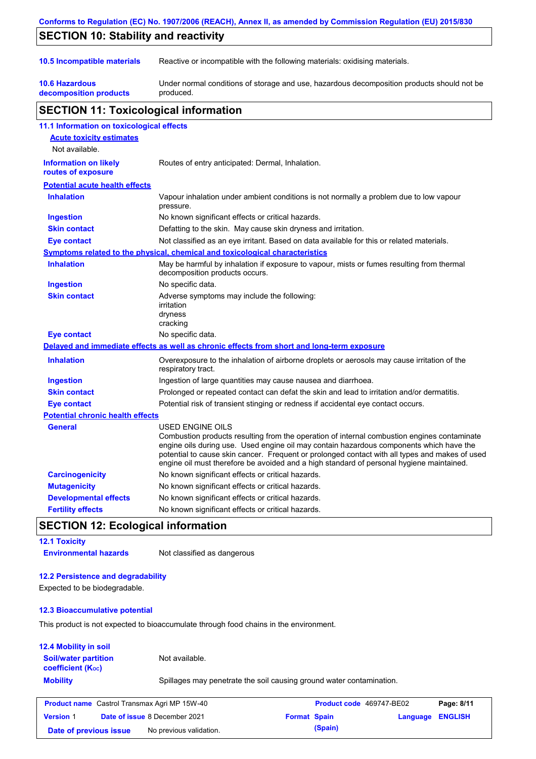## SECTION 10: Stability and reactivity

**10.5 Incompatible materials** Reactive or incompatible with the following materials: oxidising materials.

**10.6 Hazardous decomposition products** Under normal conditions of storage and use, hazardous decomposition products should not be produced.

## SECTION 11: Toxicological information

### 11.1 Information on toxicological effects

**Acute toxicity estimates**

Not available.

**Information on likely routes of exposure** Routes of entry anticipated: Dermal, Inhalation.

**Potential acute health effects**

**Inhalation** Vapour inhalation under ambient conditions is not normally a problem due to low vapour pressure.

**Ingestion** No known significant effects or critical hazards.

**Skin contact** Defatting to the skin. May cause skin dryness and irritation.

**Eye contact** Not classified as an eye irritant. Based on data available for this or related materials.

**Symptoms related to the physical, chemical and toxicological characteristics**

**Inhalation** May be harmful by inhalation if exposure to vapour, mists or fumes resulting from thermal decomposition products occurs.

**Ingestion** No specific data.

**Skin contact** Adverse symptoms may include the following:
irritation
dryness
cracking

**Eye contact** No specific data.

**Delayed and immediate effects as well as chronic effects from short and long-term exposure**

**Inhalation** Overexposure to the inhalation of airborne droplets or aerosols may cause irritation of the respiratory tract.

**Ingestion** Ingestion of large quantities may cause nausea and diarrhoea.

**Skin contact** Prolonged or repeated contact can defat the skin and lead to irritation and/or dermatitis.

**Eye contact** Potential risk of transient stinging or redness if accidental eye contact occurs.

**Potential chronic health effects**

**General** USED ENGINE OILS
Combustion products resulting from the operation of internal combustion engines contaminate engine oils during use. Used engine oil may contain hazardous components which have the potential to cause skin cancer. Frequent or prolonged contact with all types and makes of used engine oil must therefore be avoided and a high standard of personal hygiene maintained.

**Carcinogenicity** No known significant effects or critical hazards.

**Mutagenicity** No known significant effects or critical hazards.

**Developmental effects** No known significant effects or critical hazards.

**Fertility effects** No known significant effects or critical hazards.

## SECTION 12: Ecological information

### 12.1 Toxicity

**Environmental hazards** Not classified as dangerous

### 12.2 Persistence and degradability

Expected to be biodegradable.

### 12.3 Bioaccumulative potential

This product is not expected to bioaccumulate through food chains in the environment.

### 12.4 Mobility in soil

**Soil/water partition coefficient ($K_{OC}$)** Not available.

**Mobility** Spillages may penetrate the soil causing ground water contamination.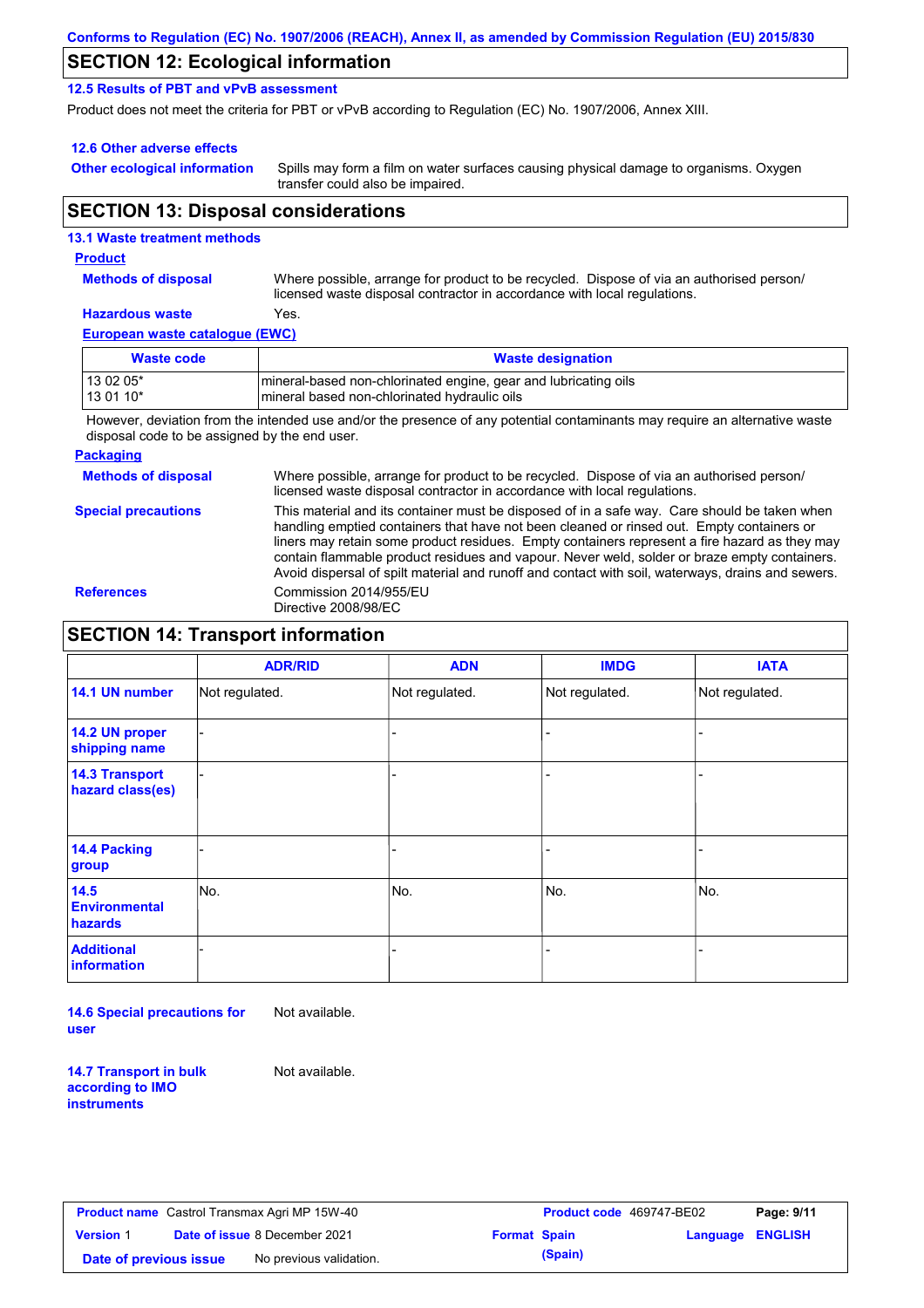## SECTION 12: Ecological information

### 12.5 Results of PBT and vPvB assessment

Product does not meet the criteria for PBT or vPvB according to Regulation (EC) No. 1907/2006, Annex XIII.

### 12.6 Other adverse effects

**Other ecological information**: Spills may form a film on water surfaces causing physical damage to organisms. Oxygen transfer could also be impaired.

## SECTION 13: Disposal considerations

### 13.1 Waste treatment methods

**Product**

**Methods of disposal**: Where possible, arrange for product to be recycled. Dispose of via an authorised person/ licensed waste disposal contractor in accordance with local regulations.

**Hazardous waste**: Yes.

**European waste catalogue (EWC)**

| Waste code | Waste designation |
|---|---|
| 13 02 05* | mineral-based non-chlorinated engine, gear and lubricating oils |
| 13 01 10* | mineral based non-chlorinated hydraulic oils |

However, deviation from the intended use and/or the presence of any potential contaminants may require an alternative waste disposal code to be assigned by the end user.

**Packaging**

**Methods of disposal**: Where possible, arrange for product to be recycled. Dispose of via an authorised person/ licensed waste disposal contractor in accordance with local regulations.

**Special precautions**: This material and its container must be disposed of in a safe way. Care should be taken when handling emptied containers that have not been cleaned or rinsed out. Empty containers or liners may retain some product residues. Empty containers represent a fire hazard as they may contain flammable product residues and vapour. Never weld, solder or braze empty containers. Avoid dispersal of spilt material and runoff and contact with soil, waterways, drains and sewers.

**References**: Commission 2014/955/EU
Directive 2008/98/EC

## SECTION 14: Transport information

| | ADR/RID | ADN | IMDG | IATA |
|---|---|---|---|---|
| 14.1 UN number | Not regulated. | Not regulated. | Not regulated. | Not regulated. |
| 14.2 UN proper shipping name | - | - | - | - |
| 14.3 Transport hazard class(es) | - | - | - | - |
| 14.4 Packing group | - | - | - | - |
| 14.5 Environmental hazards | No. | No. | No. | No. |
| Additional information | - | - | - | - |

**14.6 Special precautions for user**: Not available.

**14.7 Transport in bulk according to IMO instruments**: Not available.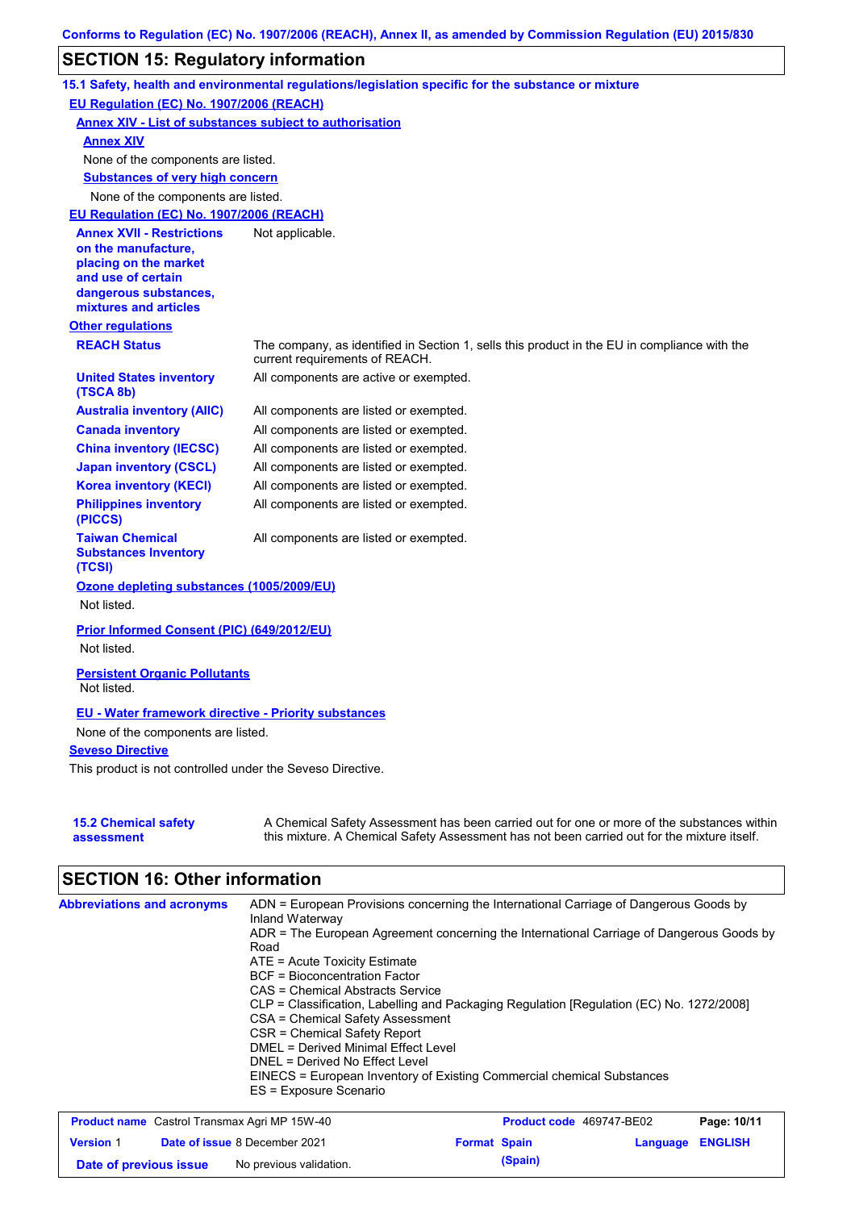## SECTION 15: Regulatory information

### 15.1 Safety, health and environmental regulations/legislation specific for the substance or mixture

**EU Regulation (EC) No. 1907/2006 (REACH)**

**Annex XIV - List of substances subject to authorisation**

**Annex XIV**

None of the components are listed.

**Substances of very high concern**

None of the components are listed.

**EU Regulation (EC) No. 1907/2006 (REACH)**

| | |
|---|---|
| **Annex XVII - Restrictions on the manufacture, placing on the market and use of certain dangerous substances, mixtures and articles** | Not applicable. |

**Other regulations**

| | |
|---|---|
| **REACH Status** | The company, as identified in Section 1, sells this product in the EU in compliance with the current requirements of REACH. |
| **United States inventory (TSCA 8b)** | All components are active or exempted. |
| **Australia inventory (AIIC)** | All components are listed or exempted. |
| **Canada inventory** | All components are listed or exempted. |
| **China inventory (IECSC)** | All components are listed or exempted. |
| **Japan inventory (CSCL)** | All components are listed or exempted. |
| **Korea inventory (KECI)** | All components are listed or exempted. |
| **Philippines inventory (PICCS)** | All components are listed or exempted. |
| **Taiwan Chemical Substances Inventory (TCSI)** | All components are listed or exempted. |

**Ozone depleting substances (1005/2009/EU)**

Not listed.

**Prior Informed Consent (PIC) (649/2012/EU)**

Not listed.

**Persistent Organic Pollutants**

Not listed.

**EU - Water framework directive - Priority substances**

None of the components are listed.

**Seveso Directive**

This product is not controlled under the Seveso Directive.

| | |
|---|---|
| **15.2 Chemical safety assessment** | A Chemical Safety Assessment has been carried out for one or more of the substances within this mixture. A Chemical Safety Assessment has not been carried out for the mixture itself. |

## SECTION 16: Other information

**Abbreviations and acronyms**

ADN = European Provisions concerning the International Carriage of Dangerous Goods by Inland Waterway
ADR = The European Agreement concerning the International Carriage of Dangerous Goods by Road
ATE = Acute Toxicity Estimate
BCF = Bioconcentration Factor
CAS = Chemical Abstracts Service
CLP = Classification, Labelling and Packaging Regulation [Regulation (EC) No. 1272/2008]
CSA = Chemical Safety Assessment
CSR = Chemical Safety Report
DMEL = Derived Minimal Effect Level
DNEL = Derived No Effect Level
EINECS = European Inventory of Existing Commercial chemical Substances
ES = Exposure Scenario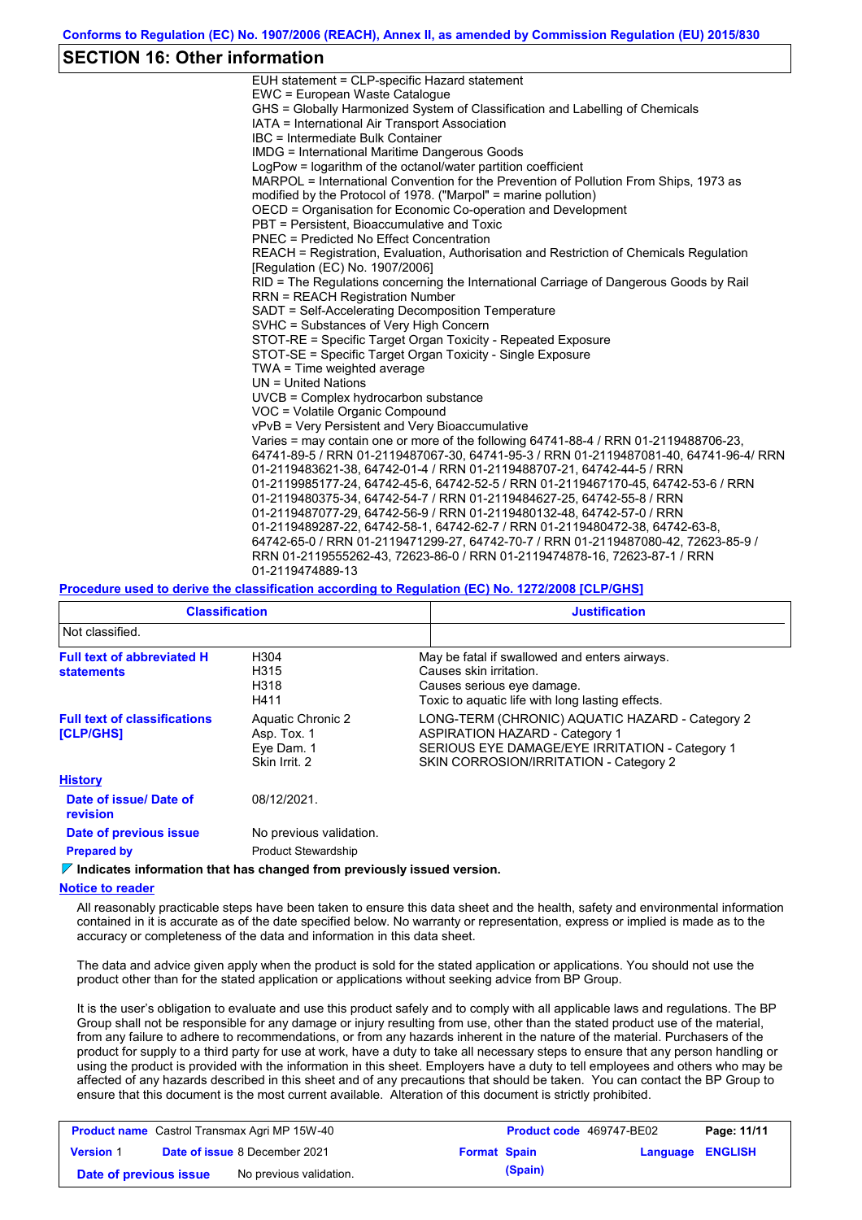## SECTION 16: Other information

EUH statement = CLP-specific Hazard statement
EWC = European Waste Catalogue
GHS = Globally Harmonized System of Classification and Labelling of Chemicals
IATA = International Air Transport Association
IBC = Intermediate Bulk Container
IMDG = International Maritime Dangerous Goods
LogPow = logarithm of the octanol/water partition coefficient
MARPOL = International Convention for the Prevention of Pollution From Ships, 1973 as modified by the Protocol of 1978. ("Marpol" = marine pollution)
OECD = Organisation for Economic Co-operation and Development
PBT = Persistent, Bioaccumulative and Toxic
PNEC = Predicted No Effect Concentration
REACH = Registration, Evaluation, Authorisation and Restriction of Chemicals Regulation [Regulation (EC) No. 1907/2006]
RID = The Regulations concerning the International Carriage of Dangerous Goods by Rail
RRN = REACH Registration Number
SADT = Self-Accelerating Decomposition Temperature
SVHC = Substances of Very High Concern
STOT-RE = Specific Target Organ Toxicity - Repeated Exposure
STOT-SE = Specific Target Organ Toxicity - Single Exposure
TWA = Time weighted average
UN = United Nations
UVCB = Complex hydrocarbon substance
VOC = Volatile Organic Compound
vPvB = Very Persistent and Very Bioaccumulative
Varies = may contain one or more of the following 64741-88-4 / RRN 01-2119488706-23, 64741-89-5 / RRN 01-2119487067-30, 64741-95-3 / RRN 01-2119487081-40, 64741-96-4/ RRN 01-2119483621-38, 64742-01-4 / RRN 01-2119488707-21, 64742-44-5 / RRN 01-2119985177-24, 64742-45-6, 64742-52-5 / RRN 01-2119467170-45, 64742-53-6 / RRN 01-2119480375-34, 64742-54-7 / RRN 01-2119484627-25, 64742-55-8 / RRN 01-2119487077-29, 64742-56-9 / RRN 01-2119480132-48, 64742-57-0 / RRN 01-2119489287-22, 64742-58-1, 64742-62-7 / RRN 01-2119480472-38, 64742-63-8, 64742-65-0 / RRN 01-2119471299-27, 64742-70-7 / RRN 01-2119487080-42, 72623-85-9 / RRN 01-2119555262-43, 72623-86-0 / RRN 01-2119474878-16, 72623-87-1 / RRN 01-2119474889-13

**Procedure used to derive the classification according to Regulation (EC) No. 1272/2008 [CLP/GHS]**

| Classification | Justification |
|---|---|
| Not classified. | |

**Full text of abbreviated H statements**

| | | |
|---|---|---|
| H304 | May be fatal if swallowed and enters airways. |
| H315 | Causes skin irritation. |
| H318 | Causes serious eye damage. |
| H411 | Toxic to aquatic life with long lasting effects. |

**Full text of classifications [CLP/GHS]**

| | |
|---|---|
| Aquatic Chronic 2 | LONG-TERM (CHRONIC) AQUATIC HAZARD - Category 2 |
| Asp. Tox. 1 | ASPIRATION HAZARD - Category 1 |
| Eye Dam. 1 | SERIOUS EYE DAMAGE/EYE IRRITATION - Category 1 |
| Skin Irrit. 2 | SKIN CORROSION/IRRITATION - Category 2 |

**History**

**Date of issue/ Date of revision**: 08/12/2021.
**Date of previous issue**: No previous validation.
**Prepared by**: Product Stewardship

**Indicates information that has changed from previously issued version.**

**Notice to reader**

All reasonably practicable steps have been taken to ensure this data sheet and the health, safety and environmental information contained in it is accurate as of the date specified below. No warranty or representation, express or implied is made as to the accuracy or completeness of the data and information in this data sheet.

The data and advice given apply when the product is sold for the stated application or applications. You should not use the product other than for the stated application or applications without seeking advice from BP Group.

It is the user's obligation to evaluate and use this product safely and to comply with all applicable laws and regulations. The BP Group shall not be responsible for any damage or injury resulting from use, other than the stated product use of the material, from any failure to adhere to recommendations, or from any hazards inherent in the nature of the material. Purchasers of the product for supply to a third party for use at work, have a duty to take all necessary steps to ensure that any person handling or using the product is provided with the information in this sheet. Employers have a duty to tell employees and others who may be affected of any hazards described in this sheet and of any precautions that should be taken. You can contact the BP Group to ensure that this document is the most current available. Alteration of this document is strictly prohibited.

| | | | | |
|---|---|---|---|---|
| **Product name** Castrol Transmax Agri MP 15W-40 | | **Product code** 469747-BE02 | | |
| **Version** 1 | **Date of issue** 8 December 2021 | **Format** Spain (Spain) | **Language** ENGLISH | |
| **Date of previous issue** | No previous validation. | | | |